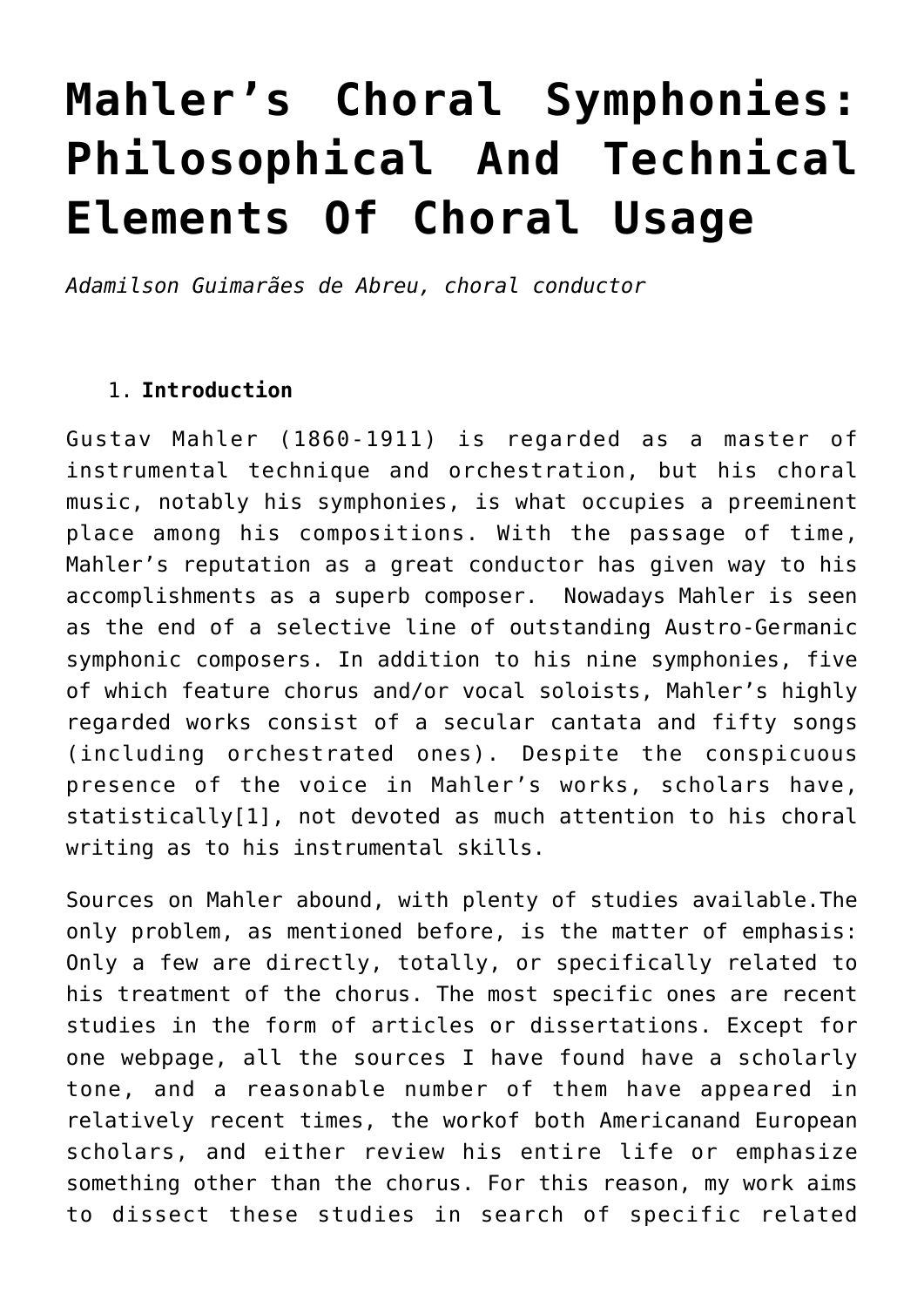# Mahler's Choral Symphonies: Philosophical And Technical Elements Of Choral Usage

*Adamilson Guimarães de Abreu, choral conductor*

1. **Introduction**

Gustav Mahler (1860-1911) is regarded as a master of instrumental technique and orchestration, but his choral music, notably his symphonies, is what occupies a preeminent place among his compositions. With the passage of time, Mahler's reputation as a great conductor has given way to his accomplishments as a superb composer. Nowadays Mahler is seen as the end of a selective line of outstanding Austro-Germanic symphonic composers. In addition to his nine symphonies, five of which feature chorus and/or vocal soloists, Mahler's highly regarded works consist of a secular cantata and fifty songs (including orchestrated ones). Despite the conspicuous presence of the voice in Mahler's works, scholars have, statistically[1], not devoted as much attention to his choral writing as to his instrumental skills.

Sources on Mahler abound, with plenty of studies available.The only problem, as mentioned before, is the matter of emphasis: Only a few are directly, totally, or specifically related to his treatment of the chorus. The most specific ones are recent studies in the form of articles or dissertations. Except for one webpage, all the sources I have found have a scholarly tone, and a reasonable number of them have appeared in relatively recent times, the workof both Americanand European scholars, and either review his entire life or emphasize something other than the chorus. For this reason, my work aims to dissect these studies in search of specific related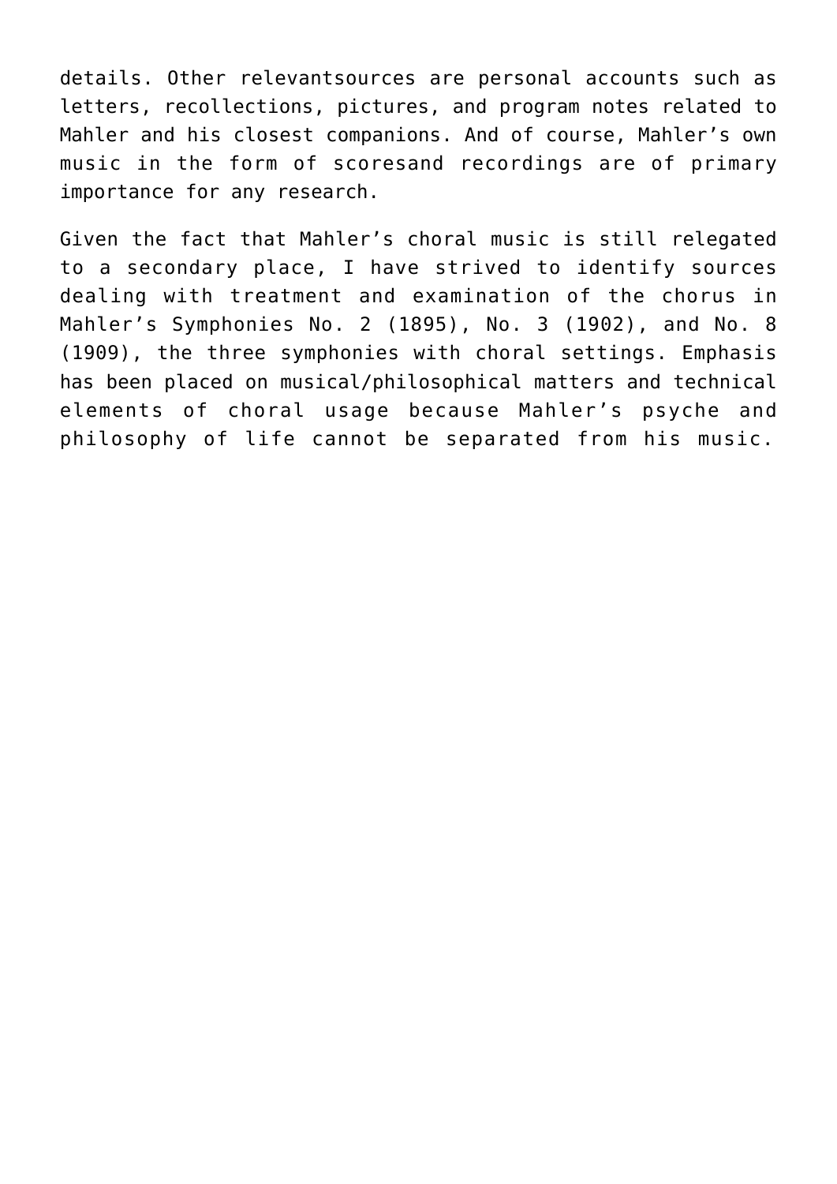details. Other relevantsources are personal accounts such as letters, recollections, pictures, and program notes related to Mahler and his closest companions. And of course, Mahler's own music in the form of scoresand recordings are of primary importance for any research.

Given the fact that Mahler's choral music is still relegated to a secondary place, I have strived to identify sources dealing with treatment and examination of the chorus in Mahler's Symphonies No. 2 (1895), No. 3 (1902), and No. 8 (1909), the three symphonies with choral settings. Emphasis has been placed on musical/philosophical matters and technical elements of choral usage because Mahler's psyche and philosophy of life cannot be separated from his music.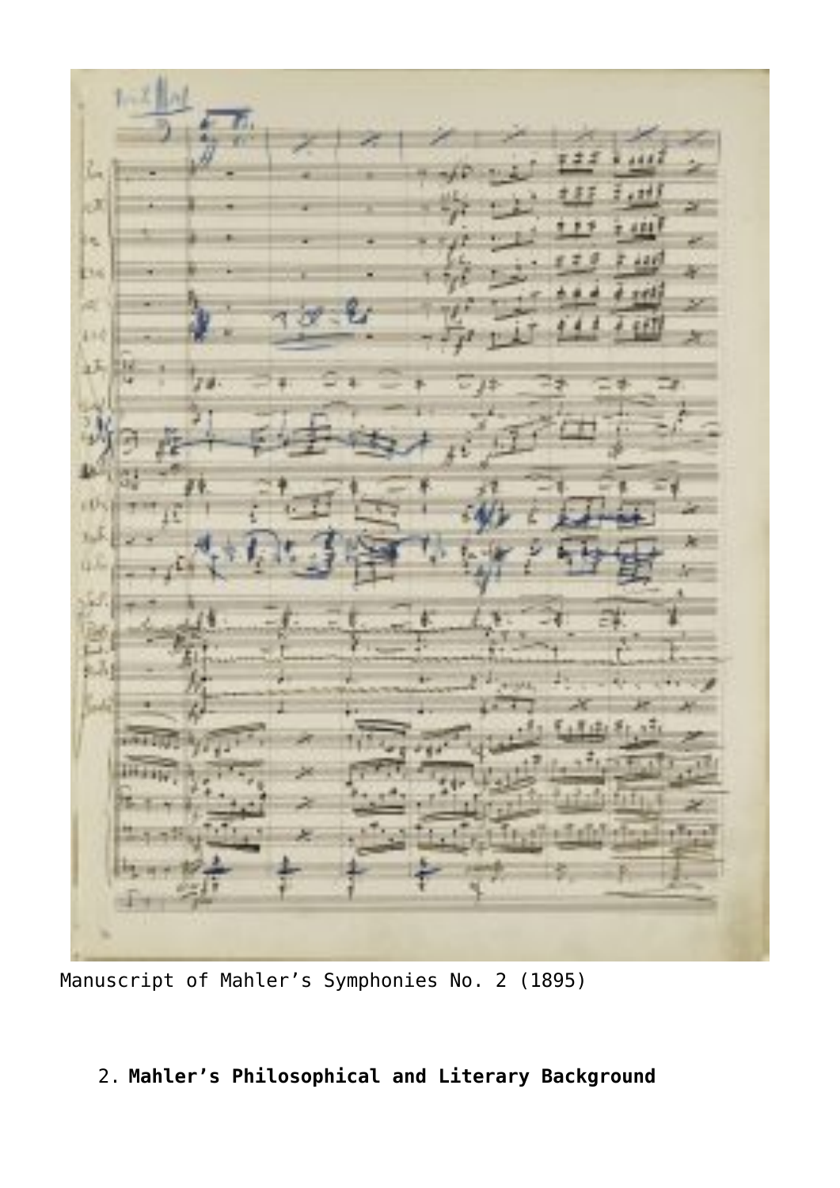Manuscript of Mahler’s Symphonies No. 2 (1895)

2. **Mahler’s Philosophical and Literary Background**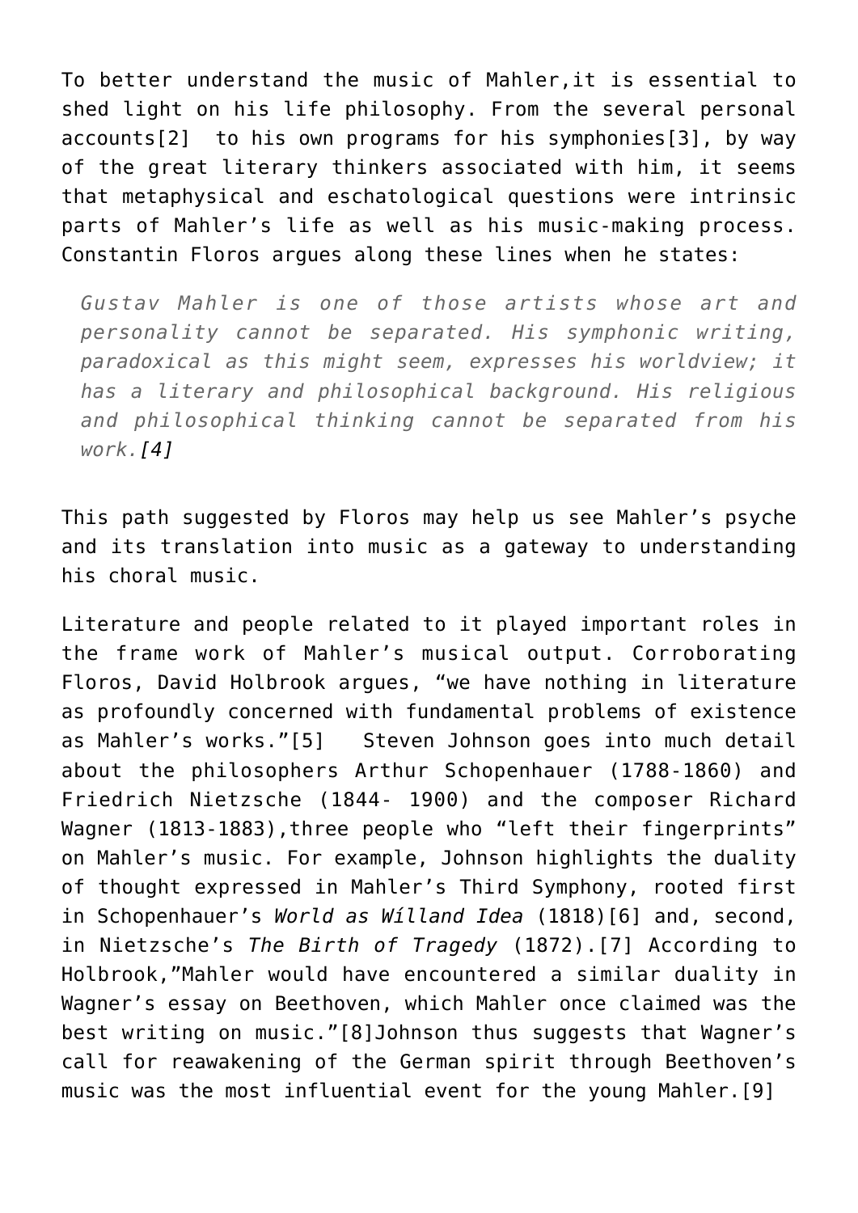To better understand the music of Mahler,it is essential to shed light on his life philosophy. From the several personal accounts[2]  to his own programs for his symphonies[3], by way of the great literary thinkers associated with him, it seems that metaphysical and eschatological questions were intrinsic parts of Mahler's life as well as his music-making process. Constantin Floros argues along these lines when he states:

> *Gustav Mahler is one of those artists whose art and personality cannot be separated. His symphonic writing, paradoxical as this might seem, expresses his worldview; it has a literary and philosophical background. His religious and philosophical thinking cannot be separated from his work.[4]*

This path suggested by Floros may help us see Mahler's psyche and its translation into music as a gateway to understanding his choral music.

Literature and people related to it played important roles in the frame work of Mahler's musical output. Corroborating Floros, David Holbrook argues, "we have nothing in literature as profoundly concerned with fundamental problems of existence as Mahler's works."[5]   Steven Johnson goes into much detail about the philosophers Arthur Schopenhauer (1788-1860) and Friedrich Nietzsche (1844- 1900) and the composer Richard Wagner (1813-1883),three people who "left their fingerprints" on Mahler's music. For example, Johnson highlights the duality of thought expressed in Mahler's Third Symphony, rooted first in Schopenhauer's *World as Wílland Idea* (1818)[6] and, second, in Nietzsche's *The Birth of Tragedy* (1872).[7] According to Holbrook,"Mahler would have encountered a similar duality in Wagner's essay on Beethoven, which Mahler once claimed was the best writing on music."[8]Johnson thus suggests that Wagner's call for reawakening of the German spirit through Beethoven's music was the most influential event for the young Mahler.[9]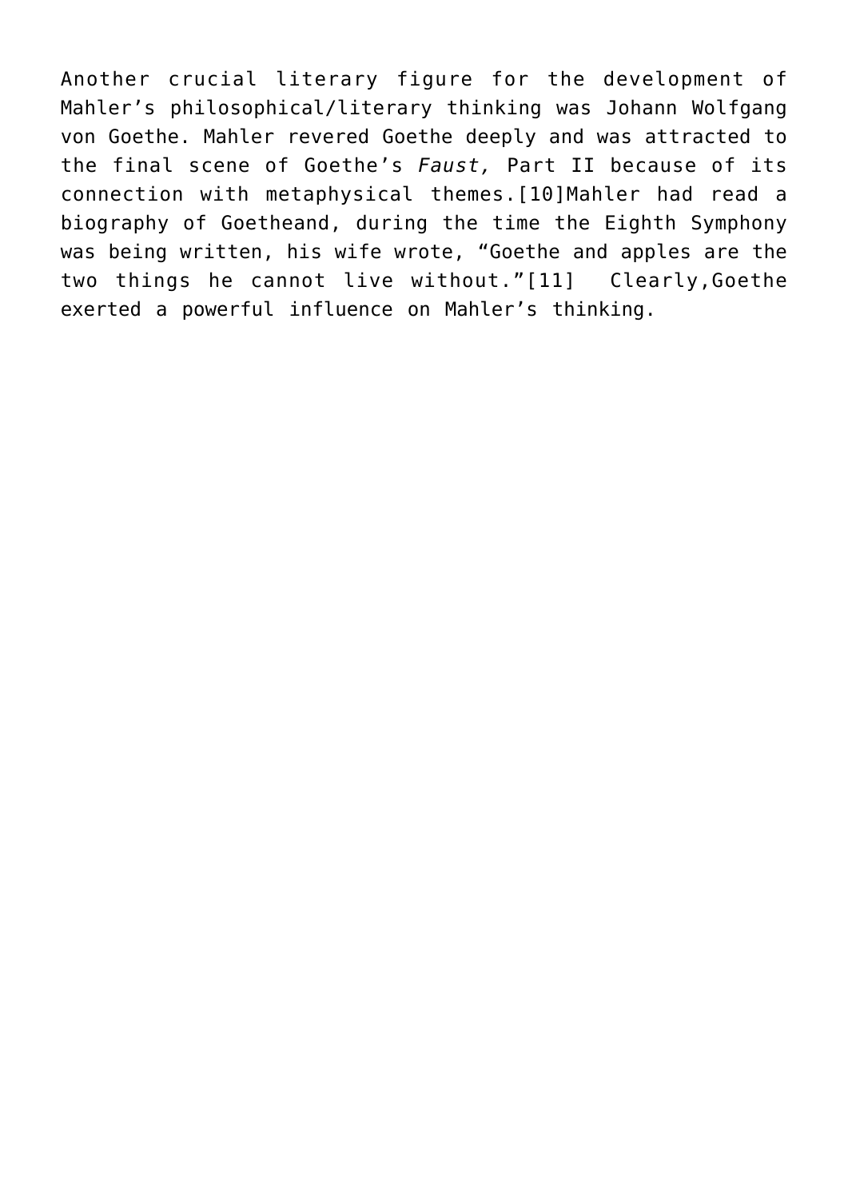Another crucial literary figure for the development of Mahler's philosophical/literary thinking was Johann Wolfgang von Goethe. Mahler revered Goethe deeply and was attracted to the final scene of Goethe's *Faust,* Part II because of its connection with metaphysical themes.[10]Mahler had read a biography of Goetheand, during the time the Eighth Symphony was being written, his wife wrote, "Goethe and apples are the two things he cannot live without."[11] Clearly,Goethe exerted a powerful influence on Mahler's thinking.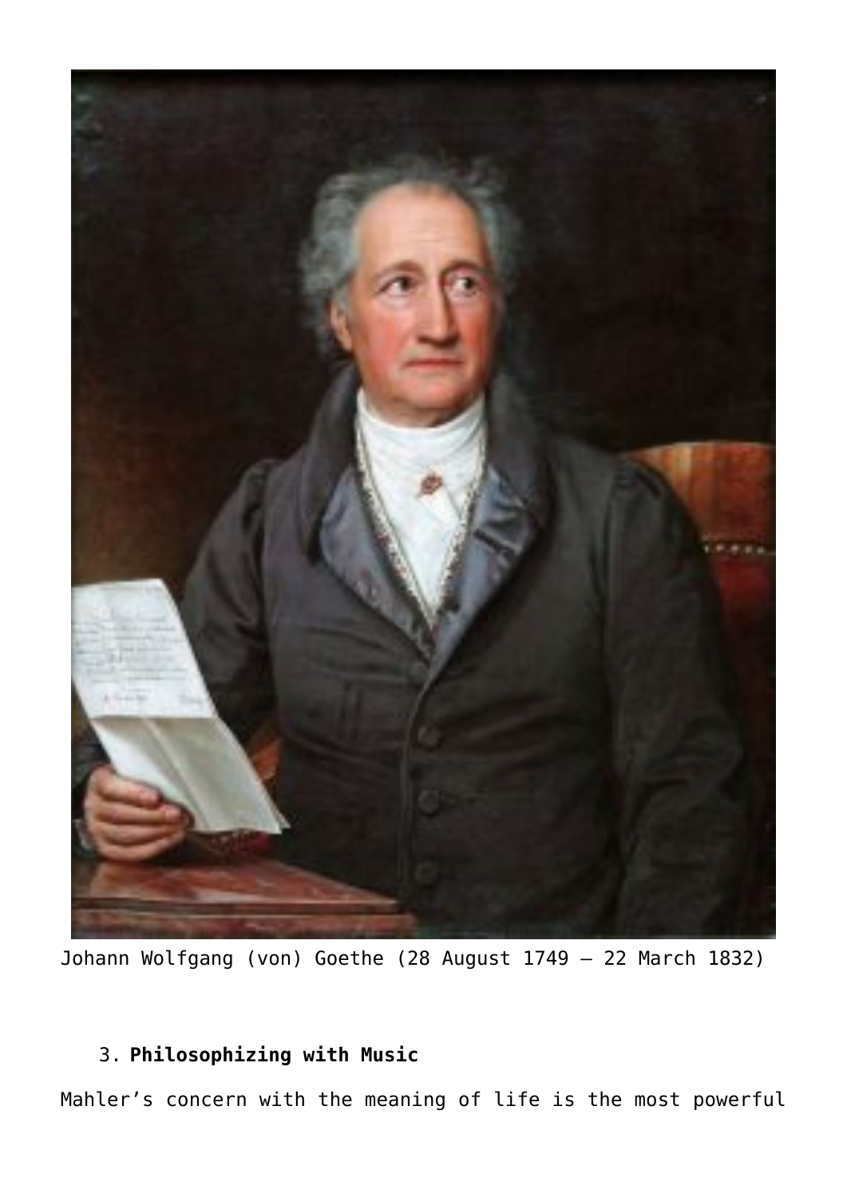Johann Wolfgang (von) Goethe (28 August 1749 – 22 March 1832)

3. **Philosophizing with Music**

Mahler’s concern with the meaning of life is the most powerful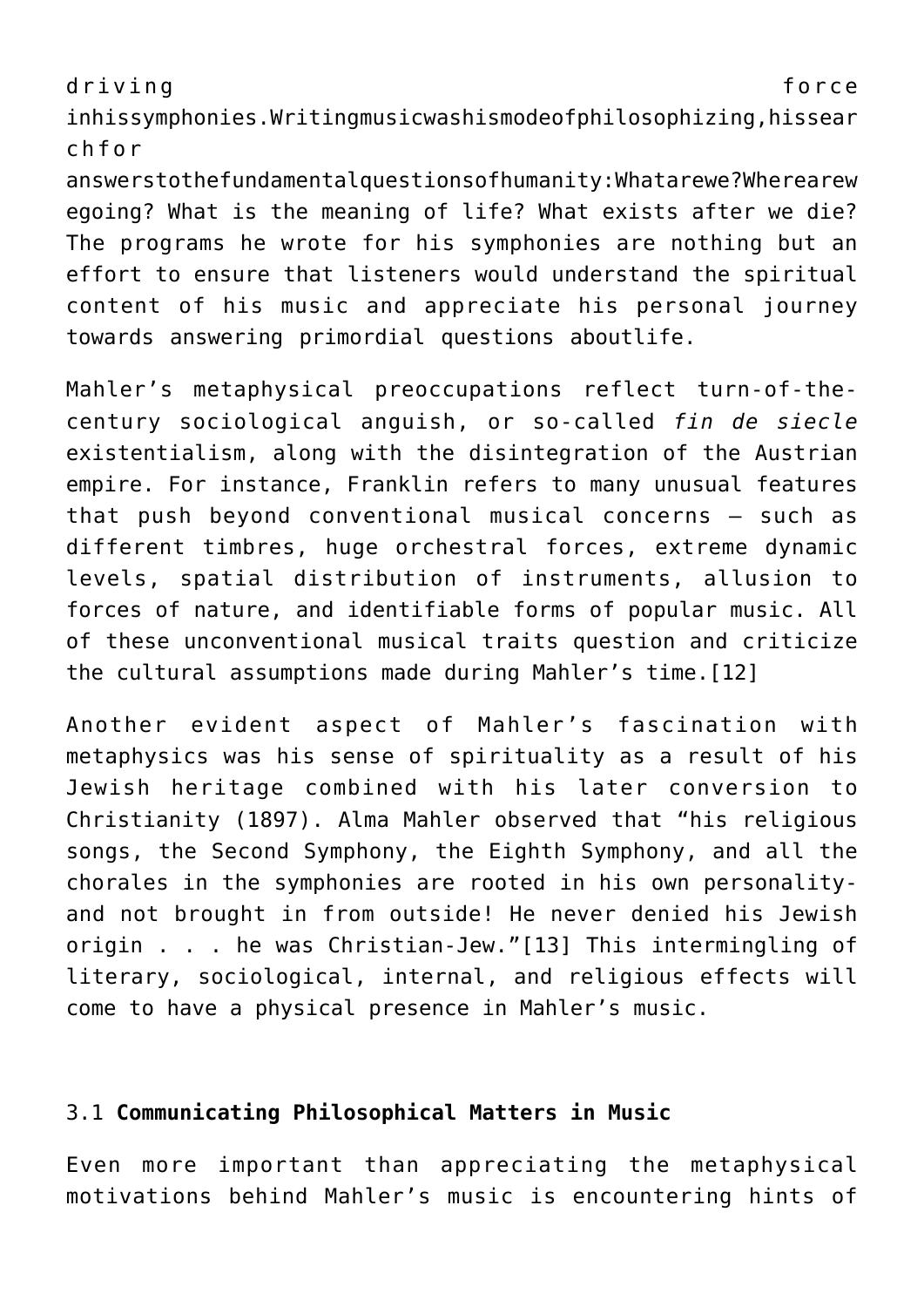driving force inhissymphonies.Writingmusicwashismodeofphilosophizing,hissearchfor answerstothefundamentalquestionsofhumanity:Whatarewe?Wherearewegoing? What is the meaning of life? What exists after we die? The programs he wrote for his symphonies are nothing but an effort to ensure that listeners would understand the spiritual content of his music and appreciate his personal journey towards answering primordial questions aboutlife.

Mahler's metaphysical preoccupations reflect turn-of-the-century sociological anguish, or so-called *fin de siecle* existentialism, along with the disintegration of the Austrian empire. For instance, Franklin refers to many unusual features that push beyond conventional musical concerns – such as different timbres, huge orchestral forces, extreme dynamic levels, spatial distribution of instruments, allusion to forces of nature, and identifiable forms of popular music. All of these unconventional musical traits question and criticize the cultural assumptions made during Mahler's time.[12]

Another evident aspect of Mahler's fascination with metaphysics was his sense of spirituality as a result of his Jewish heritage combined with his later conversion to Christianity (1897). Alma Mahler observed that "his religious songs, the Second Symphony, the Eighth Symphony, and all the chorales in the symphonies are rooted in his own personality- and not brought in from outside! He never denied his Jewish origin . . . he was Christian-Jew."[13] This intermingling of literary, sociological, internal, and religious effects will come to have a physical presence in Mahler's music.

### 3.1 **Communicating Philosophical Matters in Music**

Even more important than appreciating the metaphysical motivations behind Mahler's music is encountering hints of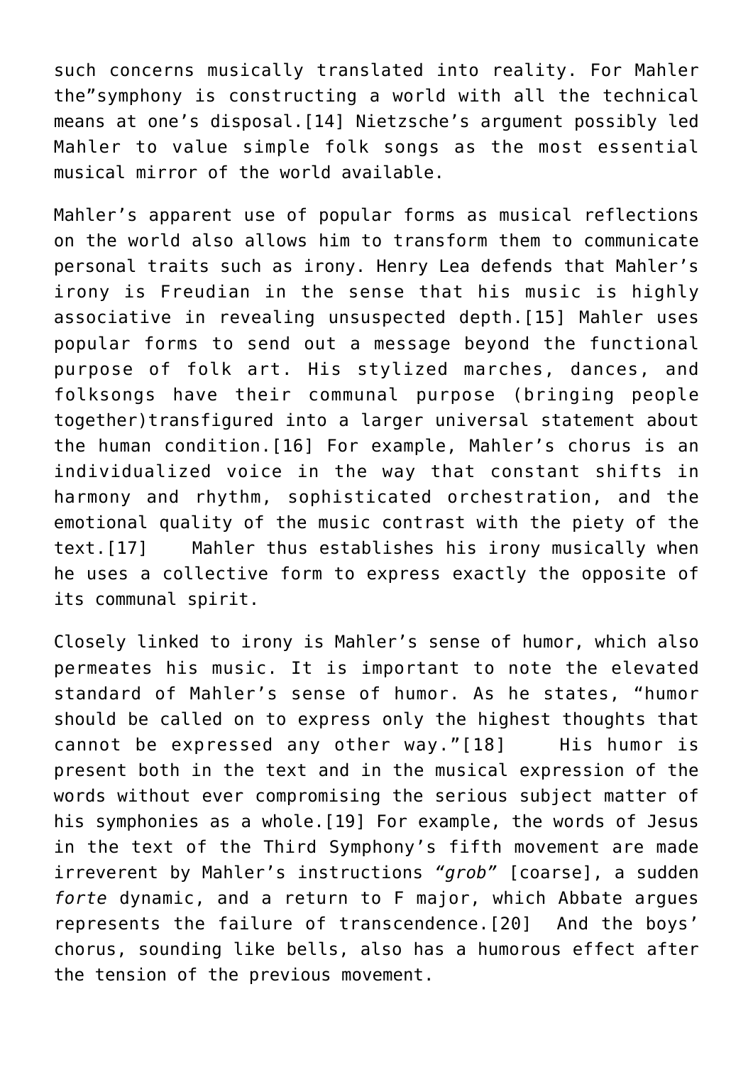such concerns musically translated into reality. For Mahler the"symphony is constructing a world with all the technical means at one's disposal.[14] Nietzsche's argument possibly led Mahler to value simple folk songs as the most essential musical mirror of the world available.

Mahler's apparent use of popular forms as musical reflections on the world also allows him to transform them to communicate personal traits such as irony. Henry Lea defends that Mahler's irony is Freudian in the sense that his music is highly associative in revealing unsuspected depth.[15] Mahler uses popular forms to send out a message beyond the functional purpose of folk art. His stylized marches, dances, and folksongs have their communal purpose (bringing people together)transfigured into a larger universal statement about the human condition.[16] For example, Mahler's chorus is an individualized voice in the way that constant shifts in harmony and rhythm, sophisticated orchestration, and the emotional quality of the music contrast with the piety of the text.[17] Mahler thus establishes his irony musically when he uses a collective form to express exactly the opposite of its communal spirit.

Closely linked to irony is Mahler's sense of humor, which also permeates his music. It is important to note the elevated standard of Mahler's sense of humor. As he states, "humor should be called on to express only the highest thoughts that cannot be expressed any other way."[18] His humor is present both in the text and in the musical expression of the words without ever compromising the serious subject matter of his symphonies as a whole.[19] For example, the words of Jesus in the text of the Third Symphony's fifth movement are made irreverent by Mahler's instructions *"grob"* [coarse], a sudden *forte* dynamic, and a return to F major, which Abbate argues represents the failure of transcendence.[20] And the boys' chorus, sounding like bells, also has a humorous effect after the tension of the previous movement.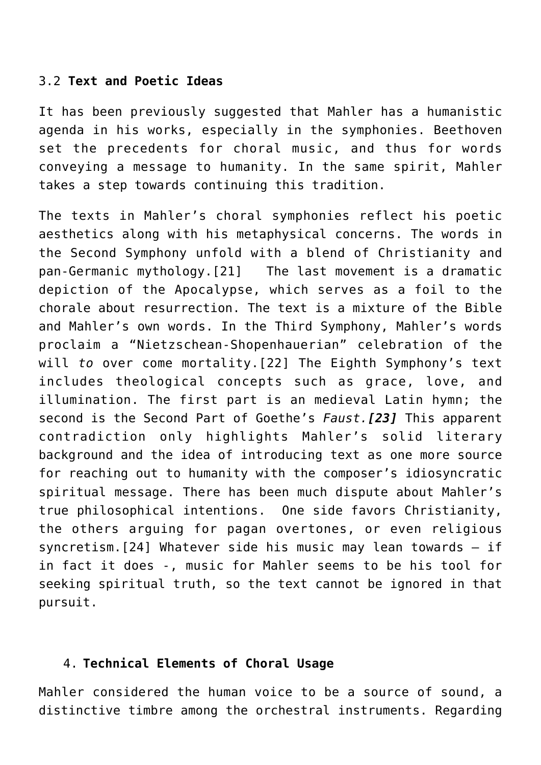### 3.2 **Text and Poetic Ideas**

It has been previously suggested that Mahler has a humanistic agenda in his works, especially in the symphonies. Beethoven set the precedents for choral music, and thus for words conveying a message to humanity. In the same spirit, Mahler takes a step towards continuing this tradition.

The texts in Mahler's choral symphonies reflect his poetic aesthetics along with his metaphysical concerns. The words in the Second Symphony unfold with a blend of Christianity and pan-Germanic mythology.[21]  The last movement is a dramatic depiction of the Apocalypse, which serves as a foil to the chorale about resurrection. The text is a mixture of the Bible and Mahler's own words. In the Third Symphony, Mahler's words proclaim a "Nietzschean-Shopenhauerian" celebration of the will *to* over come mortality.[22] The Eighth Symphony's text includes theological concepts such as grace, love, and illumination. The first part is an medieval Latin hymn; the second is the Second Part of Goethe's *Faust.**[23]*** This apparent contradiction only highlights Mahler's solid literary background and the idea of introducing text as one more source for reaching out to humanity with the composer's idiosyncratic spiritual message. There has been much dispute about Mahler's true philosophical intentions.  One side favors Christianity, the others arguing for pagan overtones, or even religious syncretism.[24] Whatever side his music may lean towards – if in fact it does -, music for Mahler seems to be his tool for seeking spiritual truth, so the text cannot be ignored in that pursuit.

## 4. **Technical Elements of Choral Usage**

Mahler considered the human voice to be a source of sound, a distinctive timbre among the orchestral instruments. Regarding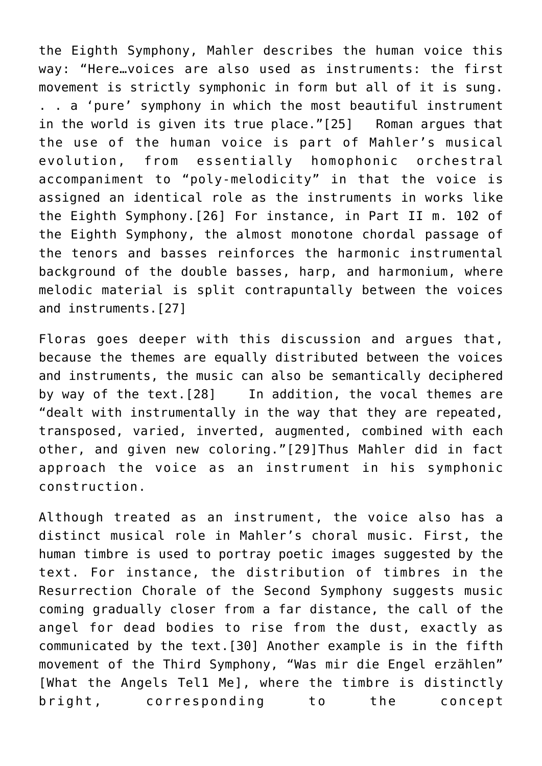the Eighth Symphony, Mahler describes the human voice this way: "Here…voices are also used as instruments: the first movement is strictly symphonic in form but all of it is sung. . . a 'pure' symphony in which the most beautiful instrument in the world is given its true place."[25] Roman argues that the use of the human voice is part of Mahler's musical evolution, from essentially homophonic orchestral accompaniment to "poly-melodicity" in that the voice is assigned an identical role as the instruments in works like the Eighth Symphony.[26] For instance, in Part II m. 102 of the Eighth Symphony, the almost monotone chordal passage of the tenors and basses reinforces the harmonic instrumental background of the double basses, harp, and harmonium, where melodic material is split contrapuntally between the voices and instruments.[27]

Floras goes deeper with this discussion and argues that, because the themes are equally distributed between the voices and instruments, the music can also be semantically deciphered by way of the text.[28] In addition, the vocal themes are "dealt with instrumentally in the way that they are repeated, transposed, varied, inverted, augmented, combined with each other, and given new coloring."[29]Thus Mahler did in fact approach the voice as an instrument in his symphonic construction.

Although treated as an instrument, the voice also has a distinct musical role in Mahler's choral music. First, the human timbre is used to portray poetic images suggested by the text. For instance, the distribution of timbres in the Resurrection Chorale of the Second Symphony suggests music coming gradually closer from a far distance, the call of the angel for dead bodies to rise from the dust, exactly as communicated by the text.[30] Another example is in the fifth movement of the Third Symphony, "Was mir die Engel erzählen" [What the Angels Tel1 Me], where the timbre is distinctly bright, corresponding to the concept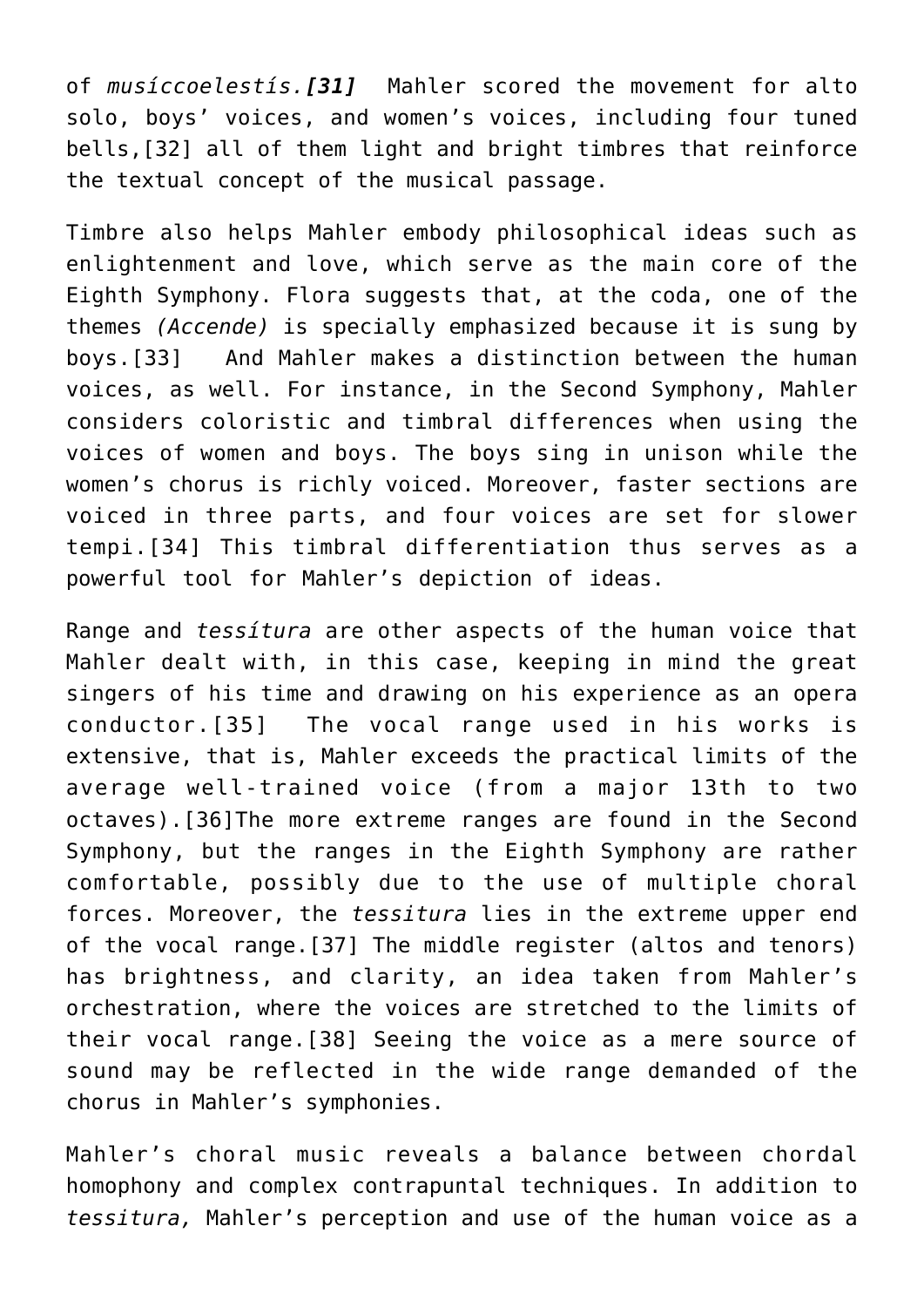of *musíccoelestís.**[31]*** Mahler scored the movement for alto solo, boys' voices, and women's voices, including four tuned bells,[32] all of them light and bright timbres that reinforce the textual concept of the musical passage.

Timbre also helps Mahler embody philosophical ideas such as enlightenment and love, which serve as the main core of the Eighth Symphony. Flora suggests that, at the coda, one of the themes *(Accende)* is specially emphasized because it is sung by boys.[33] And Mahler makes a distinction between the human voices, as well. For instance, in the Second Symphony, Mahler considers coloristic and timbral differences when using the voices of women and boys. The boys sing in unison while the women's chorus is richly voiced. Moreover, faster sections are voiced in three parts, and four voices are set for slower tempi.[34] This timbral differentiation thus serves as a powerful tool for Mahler's depiction of ideas.

Range and *tessítura* are other aspects of the human voice that Mahler dealt with, in this case, keeping in mind the great singers of his time and drawing on his experience as an opera conductor.[35] The vocal range used in his works is extensive, that is, Mahler exceeds the practical limits of the average well-trained voice (from a major 13th to two octaves).[36]The more extreme ranges are found in the Second Symphony, but the ranges in the Eighth Symphony are rather comfortable, possibly due to the use of multiple choral forces. Moreover, the *tessitura* lies in the extreme upper end of the vocal range.[37] The middle register (altos and tenors) has brightness, and clarity, an idea taken from Mahler's orchestration, where the voices are stretched to the limits of their vocal range.[38] Seeing the voice as a mere source of sound may be reflected in the wide range demanded of the chorus in Mahler's symphonies.

Mahler's choral music reveals a balance between chordal homophony and complex contrapuntal techniques. In addition to *tessitura,* Mahler's perception and use of the human voice as a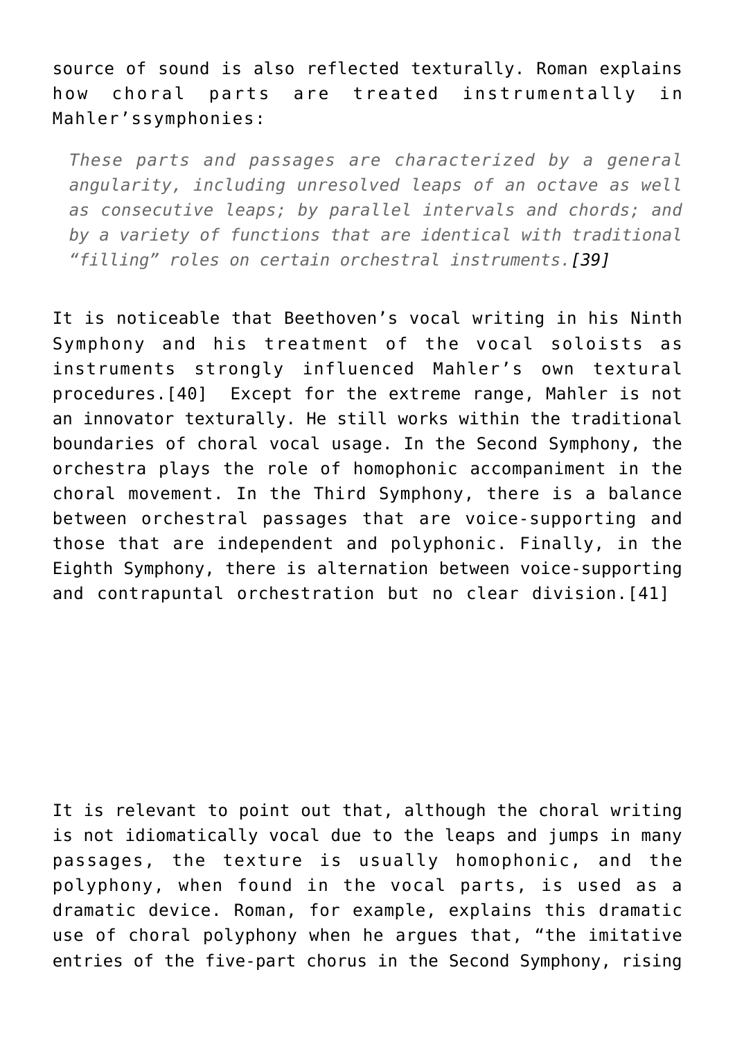source of sound is also reflected texturally. Roman explains how choral parts are treated instrumentally in Mahler’ssymphonies:

> *These parts and passages are characterized by a general angularity, including unresolved leaps of an octave as well as consecutive leaps; by parallel intervals and chords; and by a variety of functions that are identical with traditional “filling” roles on certain orchestral instruments.[39]*

It is noticeable that Beethoven’s vocal writing in his Ninth Symphony and his treatment of the vocal soloists as instruments strongly influenced Mahler’s own textural procedures.[40] Except for the extreme range, Mahler is not an innovator texturally. He still works within the traditional boundaries of choral vocal usage. In the Second Symphony, the orchestra plays the role of homophonic accompaniment in the choral movement. In the Third Symphony, there is a balance between orchestral passages that are voice-supporting and those that are independent and polyphonic. Finally, in the Eighth Symphony, there is alternation between voice-supporting and contrapuntal orchestration but no clear division.[41]

It is relevant to point out that, although the choral writing is not idiomatically vocal due to the leaps and jumps in many passages, the texture is usually homophonic, and the polyphony, when found in the vocal parts, is used as a dramatic device. Roman, for example, explains this dramatic use of choral polyphony when he argues that, “the imitative entries of the five-part chorus in the Second Symphony, rising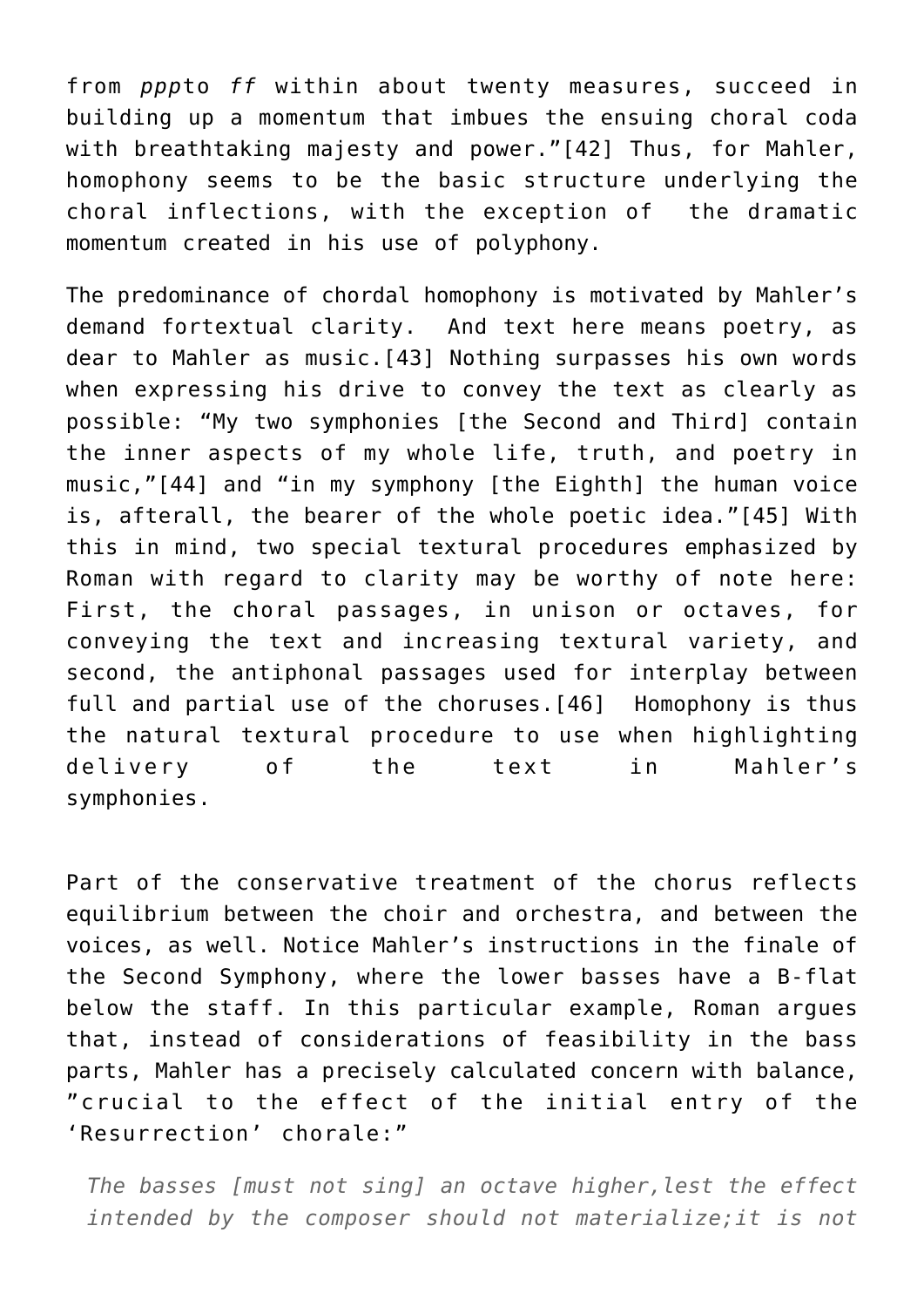from *ppp*to *ff* within about twenty measures, succeed in building up a momentum that imbues the ensuing choral coda with breathtaking majesty and power."[42] Thus, for Mahler, homophony seems to be the basic structure underlying the choral inflections, with the exception of  the dramatic momentum created in his use of polyphony.

The predominance of chordal homophony is motivated by Mahler's demand fortextual clarity.  And text here means poetry, as dear to Mahler as music.[43] Nothing surpasses his own words when expressing his drive to convey the text as clearly as possible: "My two symphonies [the Second and Third] contain the inner aspects of my whole life, truth, and poetry in music,"[44] and "in my symphony [the Eighth] the human voice is, afterall, the bearer of the whole poetic idea."[45] With this in mind, two special textural procedures emphasized by Roman with regard to clarity may be worthy of note here: First, the choral passages, in unison or octaves, for conveying the text and increasing textural variety, and second, the antiphonal passages used for interplay between full and partial use of the choruses.[46]  Homophony is thus the natural textural procedure to use when highlighting delivery of the text in Mahler's symphonies.

Part of the conservative treatment of the chorus reflects equilibrium between the choir and orchestra, and between the voices, as well. Notice Mahler's instructions in the finale of the Second Symphony, where the lower basses have a B-flat below the staff. In this particular example, Roman argues that, instead of considerations of feasibility in the bass parts, Mahler has a precisely calculated concern with balance, "crucial to the effect of the initial entry of the 'Resurrection' chorale:"

> *The basses [must not sing] an octave higher,lest the effect intended by the composer should not materialize;it is not*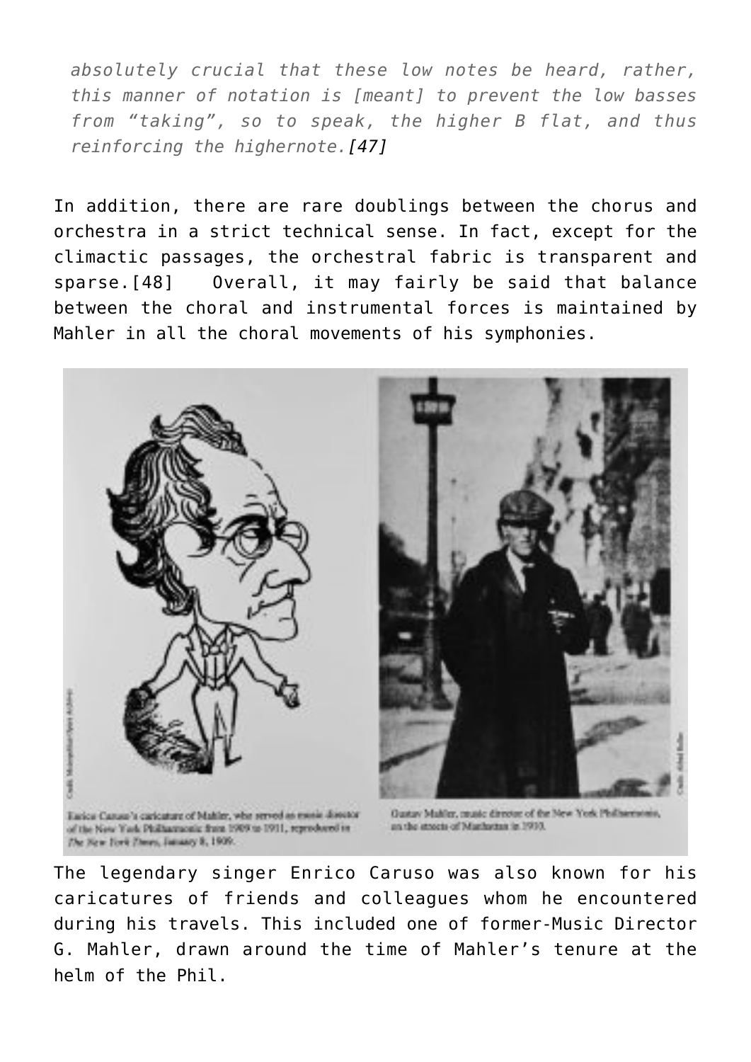*absolutely crucial that these low notes be heard, rather, this manner of notation is [meant] to prevent the low basses from "taking", so to speak, the higher B flat, and thus reinforcing the highernote.[47]*

In addition, there are rare doublings between the chorus and orchestra in a strict technical sense. In fact, except for the climactic passages, the orchestral fabric is transparent and sparse.[48] Overall, it may fairly be said that balance between the choral and instrumental forces is maintained by Mahler in all the choral movements of his symphonies.

Enrico Caruso's caricature of Mahler, who served as music director of the New York Philharmonic from 1909 to 1911, reproduced in *The New York Times*, January 8, 1909.

Gustav Mahler, music director of the New York Philharmonic, on the streets of Manhattan in 1910.

The legendary singer Enrico Caruso was also known for his caricatures of friends and colleagues whom he encountered during his travels. This included one of former-Music Director G. Mahler, drawn around the time of Mahler's tenure at the helm of the Phil.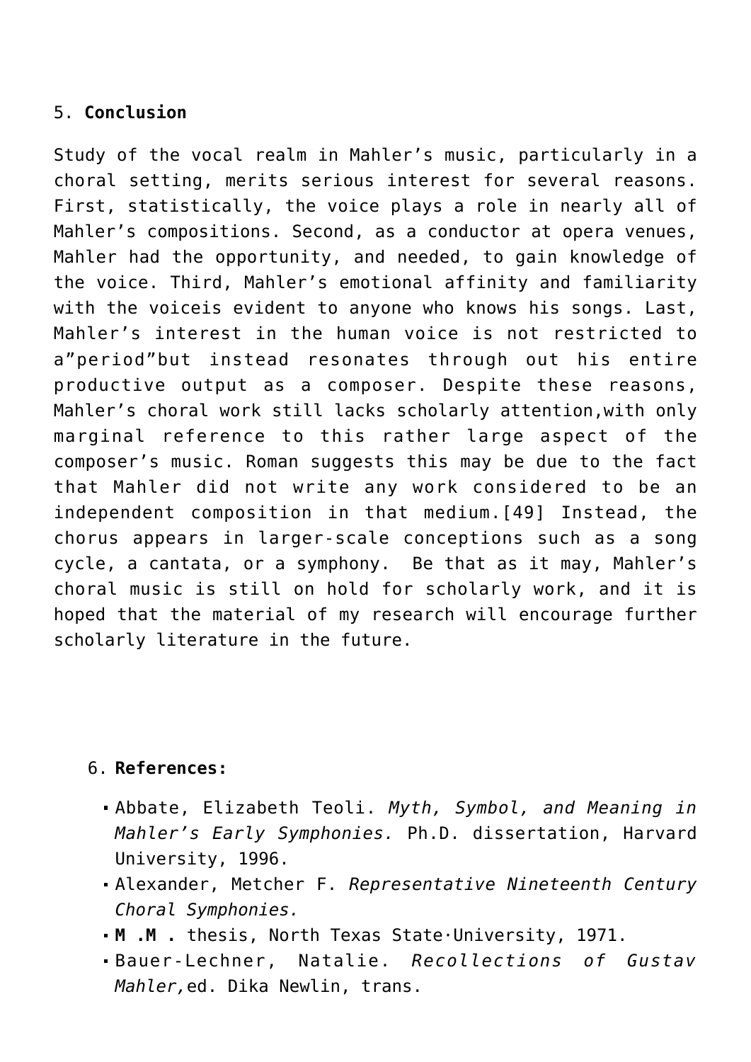5. **Conclusion**

Study of the vocal realm in Mahler's music, particularly in a choral setting, merits serious interest for several reasons. First, statistically, the voice plays a role in nearly all of Mahler's compositions. Second, as a conductor at opera venues, Mahler had the opportunity, and needed, to gain knowledge of the voice. Third, Mahler's emotional affinity and familiarity with the voiceis evident to anyone who knows his songs. Last, Mahler's interest in the human voice is not restricted to a"period"but instead resonates through out his entire productive output as a composer. Despite these reasons, Mahler's choral work still lacks scholarly attention,with only marginal reference to this rather large aspect of the composer's music. Roman suggests this may be due to the fact that Mahler did not write any work considered to be an independent composition in that medium.[49] Instead, the chorus appears in larger-scale conceptions such as a song cycle, a cantata, or a symphony. Be that as it may, Mahler's choral music is still on hold for scholarly work, and it is hoped that the material of my research will encourage further scholarly literature in the future.

6. **References:**

- Abbate, Elizabeth Teoli. *Myth, Symbol, and Meaning in Mahler's Early Symphonies.* Ph.D. dissertation, Harvard University, 1996.
- Alexander, Metcher F. *Representative Nineteenth Century Choral Symphonies.*
- **M .M .** thesis, North Texas State·University, 1971.
- Bauer-Lechner, Natalie. *Recollections of Gustav Mahler,*ed. Dika Newlin, trans.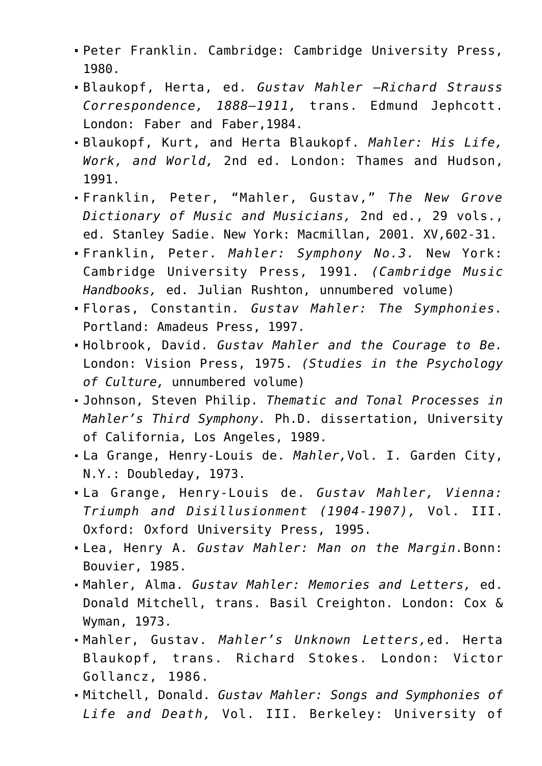- Peter Franklin. Cambridge: Cambridge University Press, 1980.
- Blaukopf, Herta, ed. *Gustav Mahler –Richard Strauss Correspondence, 1888–1911,* trans. Edmund Jephcott. London: Faber and Faber,1984.
- Blaukopf, Kurt, and Herta Blaukopf. *Mahler: His Life, Work, and World,* 2nd ed. London: Thames and Hudson, 1991.
- Franklin, Peter, "Mahler, Gustav," *The New Grove Dictionary of Music and Musicians,* 2nd ed., 29 vols., ed. Stanley Sadie. New York: Macmillan, 2001. XV,602-31.
- Franklin, Peter. *Mahler: Symphony No.3.* New York: Cambridge University Press, 1991. *(Cambridge Music Handbooks,* ed. Julian Rushton, unnumbered volume)
- Floras, Constantin. *Gustav Mahler: The Symphonies.* Portland: Amadeus Press, 1997.
- Holbrook, David. *Gustav Mahler and the Courage to Be.* London: Vision Press, 1975. *(Studies in the Psychology of Culture,* unnumbered volume)
- Johnson, Steven Philip. *Thematic and Tonal Processes in Mahler's Third Symphony.* Ph.D. dissertation, University of California, Los Angeles, 1989.
- La Grange, Henry-Louis de. *Mahler,*Vol. I. Garden City, N.Y.: Doubleday, 1973.
- La Grange, Henry-Louis de. *Gustav Mahler, Vienna: Triumph and Disillusionment (1904-1907),* Vol. III. Oxford: Oxford University Press, 1995.
- Lea, Henry A. *Gustav Mahler: Man on the Margin.*Bonn: Bouvier, 1985.
- Mahler, Alma. *Gustav Mahler: Memories and Letters,* ed. Donald Mitchell, trans. Basil Creighton. London: Cox & Wyman, 1973.
- Mahler, Gustav. *Mahler's Unknown Letters,*ed. Herta Blaukopf, trans. Richard Stokes. London: Victor Gollancz, 1986.
- Mitchell, Donald. *Gustav Mahler: Songs and Symphonies of Life and Death,* Vol. III. Berkeley: University of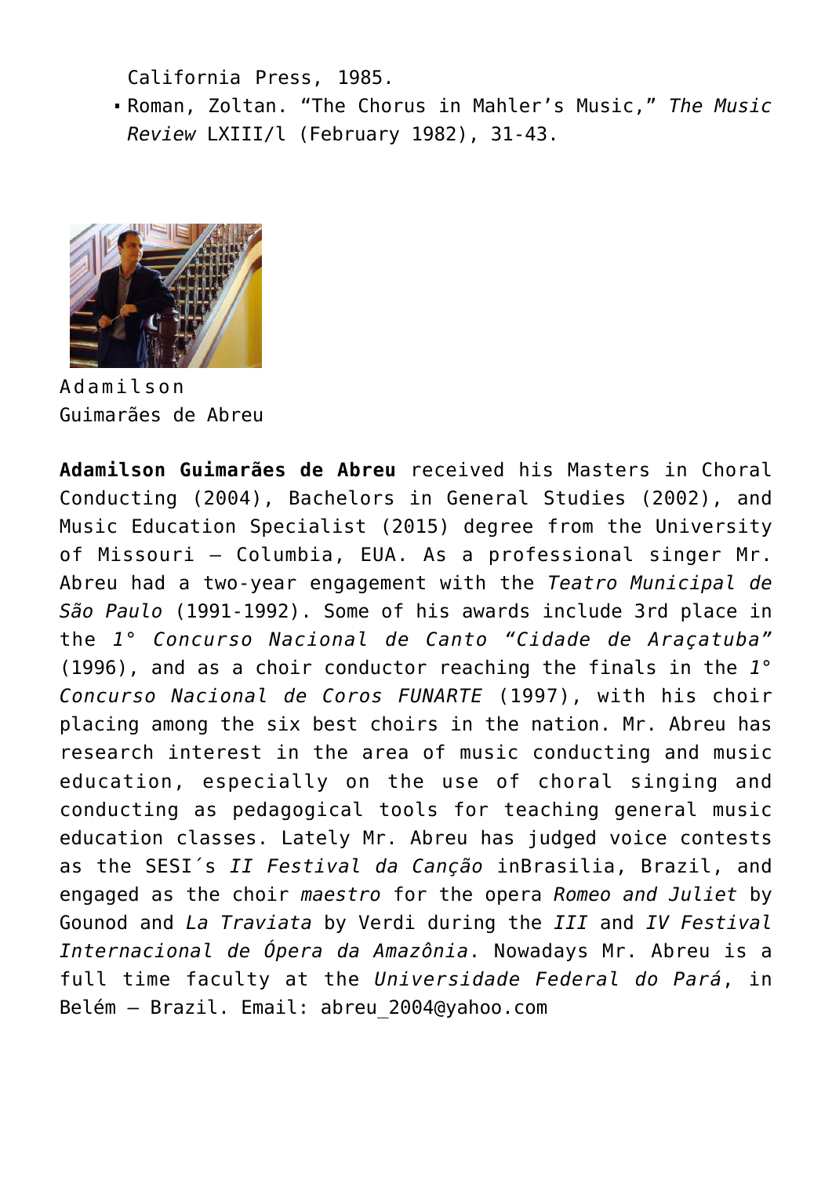California Press, 1985.

- Roman, Zoltan. "The Chorus in Mahler's Music," *The Music Review* LXIII/l (February 1982), 31-43.

Adamilson Guimarães de Abreu

**Adamilson Guimarães de Abreu** received his Masters in Choral Conducting (2004), Bachelors in General Studies (2002), and Music Education Specialist (2015) degree from the University of Missouri – Columbia, EUA. As a professional singer Mr. Abreu had a two-year engagement with the *Teatro Municipal de São Paulo* (1991-1992). Some of his awards include 3rd place in the *1° Concurso Nacional de Canto "Cidade de Araçatuba"* (1996), and as a choir conductor reaching the finals in the *1° Concurso Nacional de Coros FUNARTE* (1997), with his choir placing among the six best choirs in the nation. Mr. Abreu has research interest in the area of music conducting and music education, especially on the use of choral singing and conducting as pedagogical tools for teaching general music education classes. Lately Mr. Abreu has judged voice contests as the SESI´s *II Festival da Canção* inBrasilia, Brazil, and engaged as the choir *maestro* for the opera *Romeo and Juliet* by Gounod and *La Traviata* by Verdi during the *III* and *IV Festival Internacional de Ópera da Amazônia*. Nowadays Mr. Abreu is a full time faculty at the *Universidade Federal do Pará*, in Belém – Brazil. Email: abreu_2004@yahoo.com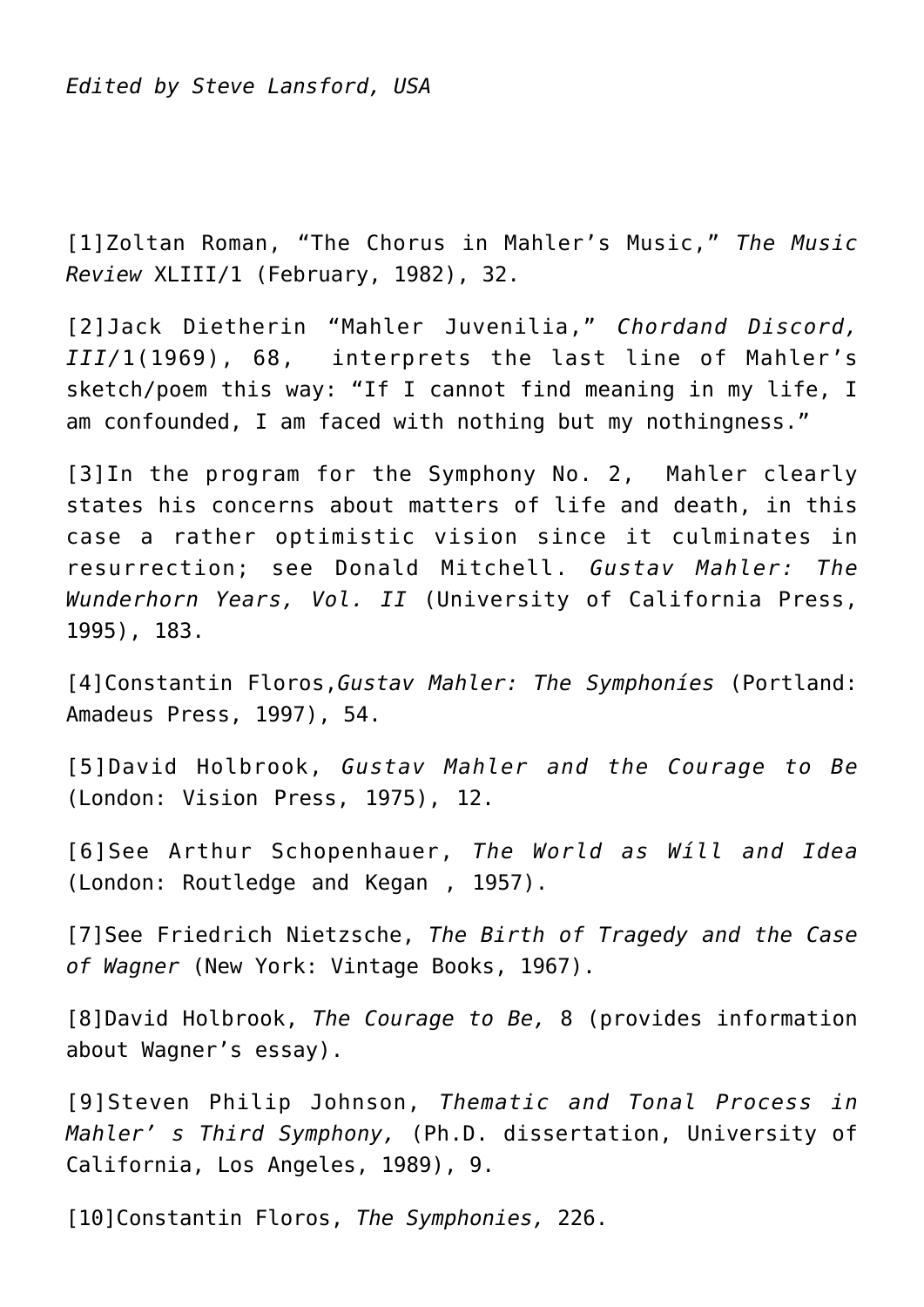*Edited by Steve Lansford, USA*

[1]Zoltan Roman, "The Chorus in Mahler's Music," *The Music Review* XLIII/1 (February, 1982), 32.

[2]Jack Dietherin "Mahler Juvenilia," *Chordand Discord, III*/1(1969), 68, interprets the last line of Mahler's sketch/poem this way: "If I cannot find meaning in my life, I am confounded, I am faced with nothing but my nothingness."

[3]In the program for the Symphony No. 2, Mahler clearly states his concerns about matters of life and death, in this case a rather optimistic vision since it culminates in resurrection; see Donald Mitchell. *Gustav Mahler: The Wunderhorn Years, Vol. II* (University of California Press, 1995), 183.

[4]Constantin Floros,*Gustav Mahler: The Symphoníes* (Portland: Amadeus Press, 1997), 54.

[5]David Holbrook, *Gustav Mahler and the Courage to Be* (London: Vision Press, 1975), 12.

[6]See Arthur Schopenhauer, *The World as Wíll and Idea* (London: Routledge and Kegan , 1957).

[7]See Friedrich Nietzsche, *The Birth of Tragedy and the Case of Wagner* (New York: Vintage Books, 1967).

[8]David Holbrook, *The Courage to Be,* 8 (provides information about Wagner's essay).

[9]Steven Philip Johnson, *Thematic and Tonal Process in Mahler' s Third Symphony,* (Ph.D. dissertation, University of California, Los Angeles, 1989), 9.

[10]Constantin Floros, *The Symphonies,* 226.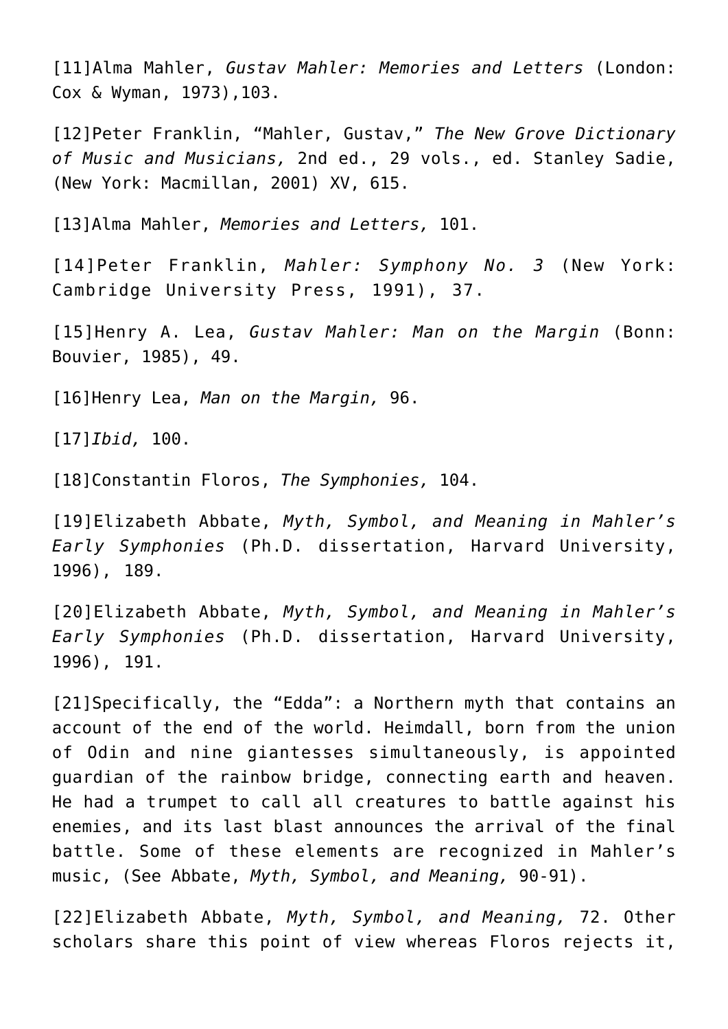[11]Alma Mahler, *Gustav Mahler: Memories and Letters* (London: Cox & Wyman, 1973),103.

[12]Peter Franklin, "Mahler, Gustav," *The New Grove Dictionary of Music and Musicians,* 2nd ed., 29 vols., ed. Stanley Sadie, (New York: Macmillan, 2001) XV, 615.

[13]Alma Mahler, *Memories and Letters,* 101.

[14]Peter Franklin, *Mahler: Symphony No. 3* (New York: Cambridge University Press, 1991), 37.

[15]Henry A. Lea, *Gustav Mahler: Man on the Margin* (Bonn: Bouvier, 1985), 49.

[16]Henry Lea, *Man on the Margin,* 96.

[17]*Ibid,* 100.

[18]Constantin Floros, *The Symphonies,* 104.

[19]Elizabeth Abbate, *Myth, Symbol, and Meaning in Mahler's Early Symphonies* (Ph.D. dissertation, Harvard University, 1996), 189.

[20]Elizabeth Abbate, *Myth, Symbol, and Meaning in Mahler's Early Symphonies* (Ph.D. dissertation, Harvard University, 1996), 191.

[21]Specifically, the "Edda": a Northern myth that contains an account of the end of the world. Heimdall, born from the union of Odin and nine giantesses simultaneously, is appointed guardian of the rainbow bridge, connecting earth and heaven. He had a trumpet to call all creatures to battle against his enemies, and its last blast announces the arrival of the final battle. Some of these elements are recognized in Mahler's music, (See Abbate, *Myth, Symbol, and Meaning,* 90-91).

[22]Elizabeth Abbate, *Myth, Symbol, and Meaning,* 72. Other scholars share this point of view whereas Floros rejects it,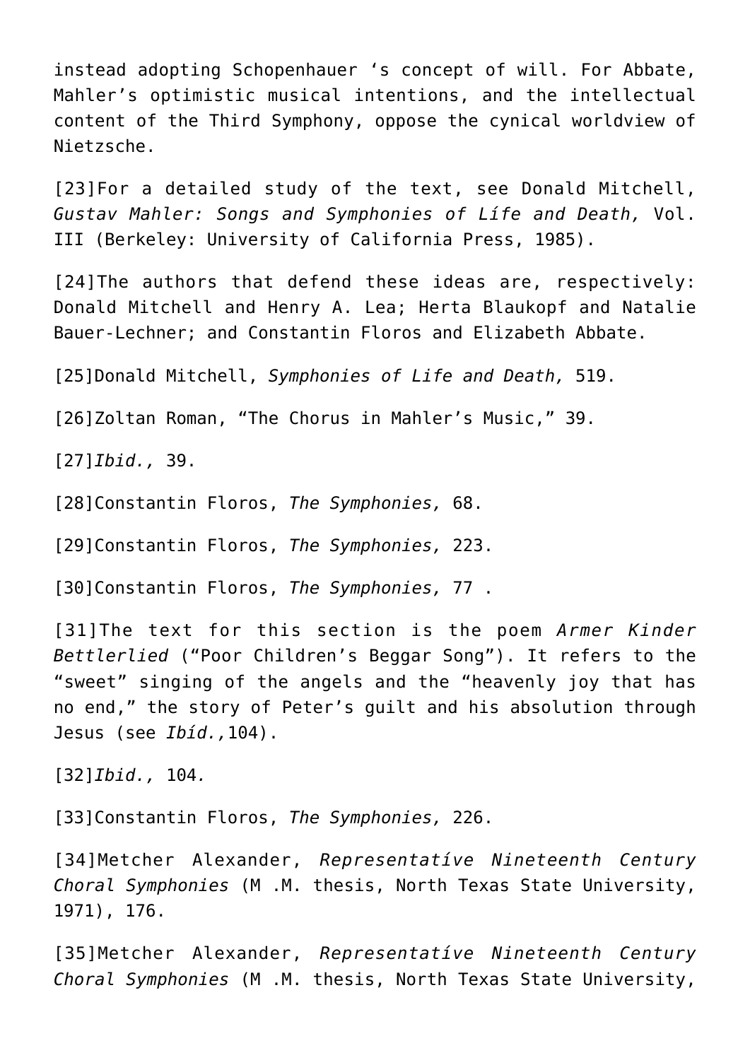instead adopting Schopenhauer 's concept of will. For Abbate, Mahler's optimistic musical intentions, and the intellectual content of the Third Symphony, oppose the cynical worldview of Nietzsche.

[23]For a detailed study of the text, see Donald Mitchell, *Gustav Mahler: Songs and Symphonies of Lífe and Death,* Vol. III (Berkeley: University of California Press, 1985).

[24]The authors that defend these ideas are, respectively: Donald Mitchell and Henry A. Lea; Herta Blaukopf and Natalie Bauer-Lechner; and Constantin Floros and Elizabeth Abbate.

[25]Donald Mitchell, *Symphonies of Life and Death,* 519.

[26]Zoltan Roman, "The Chorus in Mahler's Music," 39.

[27]*Ibid.,* 39.

[28]Constantin Floros, *The Symphonies,* 68.

[29]Constantin Floros, *The Symphonies,* 223.

[30]Constantin Floros, *The Symphonies,* 77 .

[31]The text for this section is the poem *Armer Kinder Bettlerlied* ("Poor Children's Beggar Song"). It refers to the "sweet" singing of the angels and the "heavenly joy that has no end," the story of Peter's guilt and his absolution through Jesus (see *Ibíd.,*104).

[32]*Ibid.,* 104.

[33]Constantin Floros, *The Symphonies,* 226.

[34]Metcher Alexander, *Representatíve Nineteenth Century Choral Symphonies* (M .M. thesis, North Texas State University, 1971), 176.

[35]Metcher Alexander, *Representatíve Nineteenth Century Choral Symphonies* (M .M. thesis, North Texas State University,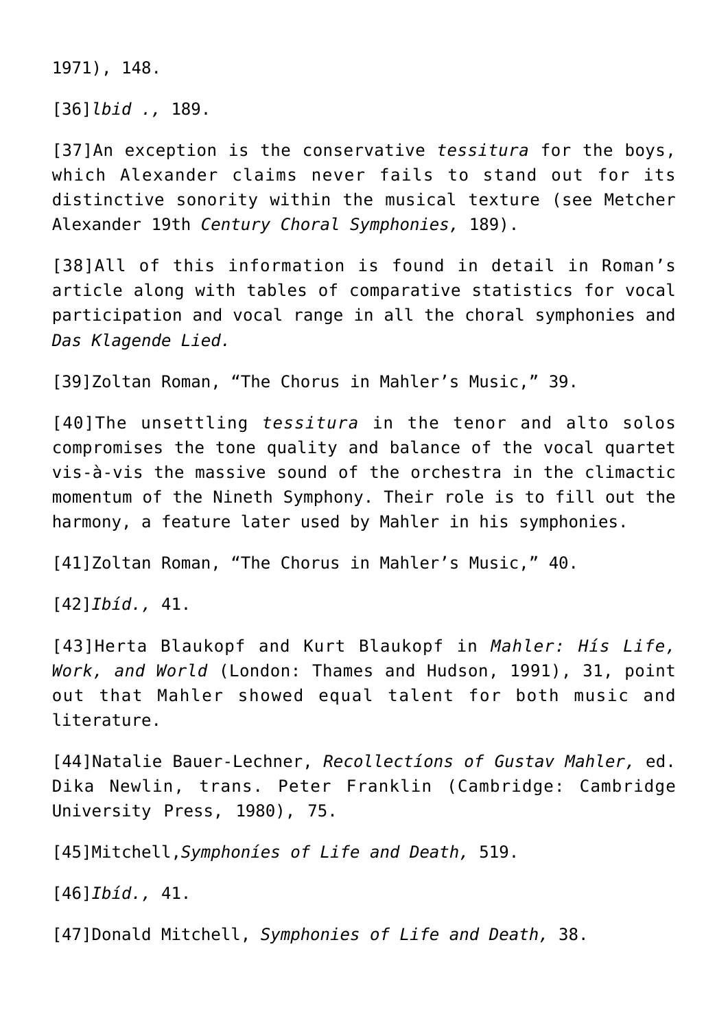1971), 148.

[36]*lbid .,* 189.

[37]An exception is the conservative *tessitura* for the boys, which Alexander claims never fails to stand out for its distinctive sonority within the musical texture (see Metcher Alexander 19th *Century Choral Symphonies,* 189).

[38]All of this information is found in detail in Roman's article along with tables of comparative statistics for vocal participation and vocal range in all the choral symphonies and *Das Klagende Lied.*

[39]Zoltan Roman, "The Chorus in Mahler's Music," 39.

[40]The unsettling *tessitura* in the tenor and alto solos compromises the tone quality and balance of the vocal quartet vis-à-vis the massive sound of the orchestra in the climactic momentum of the Nineth Symphony. Their role is to fill out the harmony, a feature later used by Mahler in his symphonies.

[41]Zoltan Roman, "The Chorus in Mahler's Music," 40.

[42]*Ibíd.,* 41.

[43]Herta Blaukopf and Kurt Blaukopf in *Mahler: Hís Life, Work, and World* (London: Thames and Hudson, 1991), 31, point out that Mahler showed equal talent for both music and literature.

[44]Natalie Bauer-Lechner, *Recollectíons of Gustav Mahler,* ed. Dika Newlin, trans. Peter Franklin (Cambridge: Cambridge University Press, 1980), 75.

[45]Mitchell,*Symphoníes of Life and Death,* 519.

[46]*Ibíd.,* 41.

[47]Donald Mitchell, *Symphonies of Life and Death,* 38.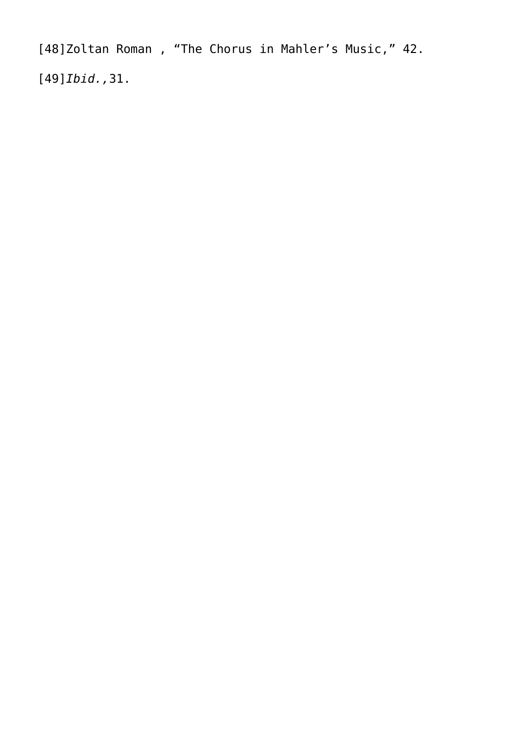[48]Zoltan Roman , “The Chorus in Mahler’s Music,” 42.

[49]*Ibid.*,31.